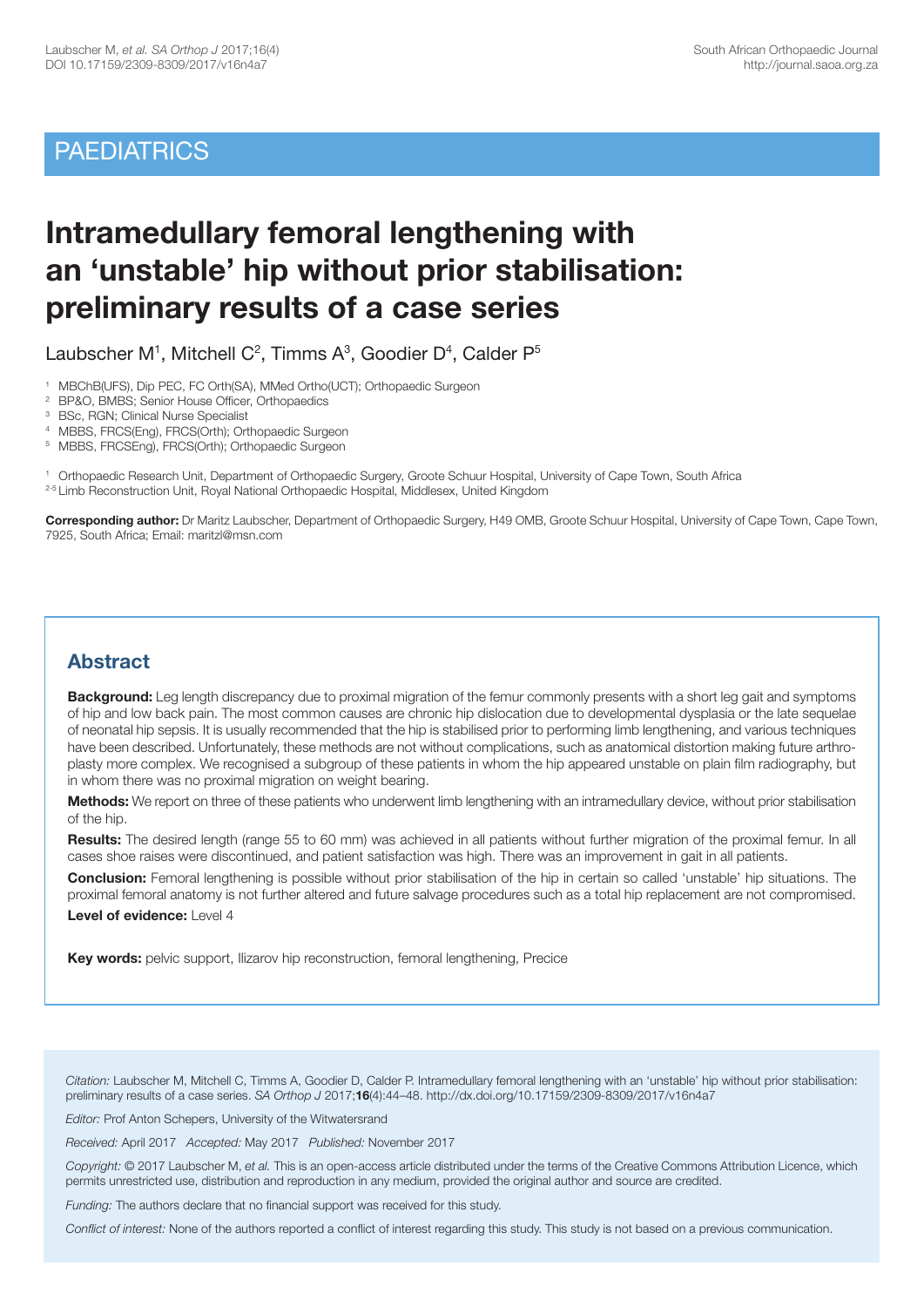PAEDIATRICS

# Intramedullary femoral lengthening with an 'unstable' hip without prior stabilisation: preliminary results of a case series

Laubscher M[1], Mitchell C[2], Timms A[3], Goodier D[4], Calder P[5]

[1] MBChB(UFS), Dip PEC, FC Orth(SA), MMed Ortho(UCT); Orthopaedic Surgeon
[2] BP&O, BMBS; Senior House Officer, Orthopaedics
[3] BSc, RGN; Clinical Nurse Specialist
[4] MBBS, FRCS(Eng), FRCS(Orth); Orthopaedic Surgeon
[5] MBBS, FRCSEng), FRCS(Orth); Orthopaedic Surgeon

[1] Orthopaedic Research Unit, Department of Orthopaedic Surgery, Groote Schuur Hospital, University of Cape Town, South Africa
[2-5] Limb Reconstruction Unit, Royal National Orthopaedic Hospital, Middlesex, United Kingdom

**Corresponding author:** Dr Maritz Laubscher, Department of Orthopaedic Surgery, H49 OMB, Groote Schuur Hospital, University of Cape Town, Cape Town, 7925, South Africa; Email: maritzl@msn.com

## Abstract

**Background:** Leg length discrepancy due to proximal migration of the femur commonly presents with a short leg gait and symptoms of hip and low back pain. The most common causes are chronic hip dislocation due to developmental dysplasia or the late sequelae of neonatal hip sepsis. It is usually recommended that the hip is stabilised prior to performing limb lengthening, and various techniques have been described. Unfortunately, these methods are not without complications, such as anatomical distortion making future arthroplasty more complex. We recognised a subgroup of these patients in whom the hip appeared unstable on plain film radiography, but in whom there was no proximal migration on weight bearing.

**Methods:** We report on three of these patients who underwent limb lengthening with an intramedullary device, without prior stabilisation of the hip.

**Results:** The desired length (range 55 to 60 mm) was achieved in all patients without further migration of the proximal femur. In all cases shoe raises were discontinued, and patient satisfaction was high. There was an improvement in gait in all patients.

**Conclusion:** Femoral lengthening is possible without prior stabilisation of the hip in certain so called 'unstable' hip situations. The proximal femoral anatomy is not further altered and future salvage procedures such as a total hip replacement are not compromised.

**Level of evidence:** Level 4

**Key words:** pelvic support, Ilizarov hip reconstruction, femoral lengthening, Precice

*Citation:* Laubscher M, Mitchell C, Timms A, Goodier D, Calder P. Intramedullary femoral lengthening with an 'unstable' hip without prior stabilisation: preliminary results of a case series. *SA Orthop J* 2017;**16**(4):44–48. http://dx.doi.org/10.17159/2309-8309/2017/v16n4a7

*Editor:* Prof Anton Schepers, University of the Witwatersrand

*Received:* April 2017 *Accepted:* May 2017 *Published:* November 2017

*Copyright:* © 2017 Laubscher M, *et al.* This is an open-access article distributed under the terms of the Creative Commons Attribution Licence, which permits unrestricted use, distribution and reproduction in any medium, provided the original author and source are credited.

*Funding:* The authors declare that no financial support was received for this study.

*Conflict of interest:* None of the authors reported a conflict of interest regarding this study. This study is not based on a previous communication.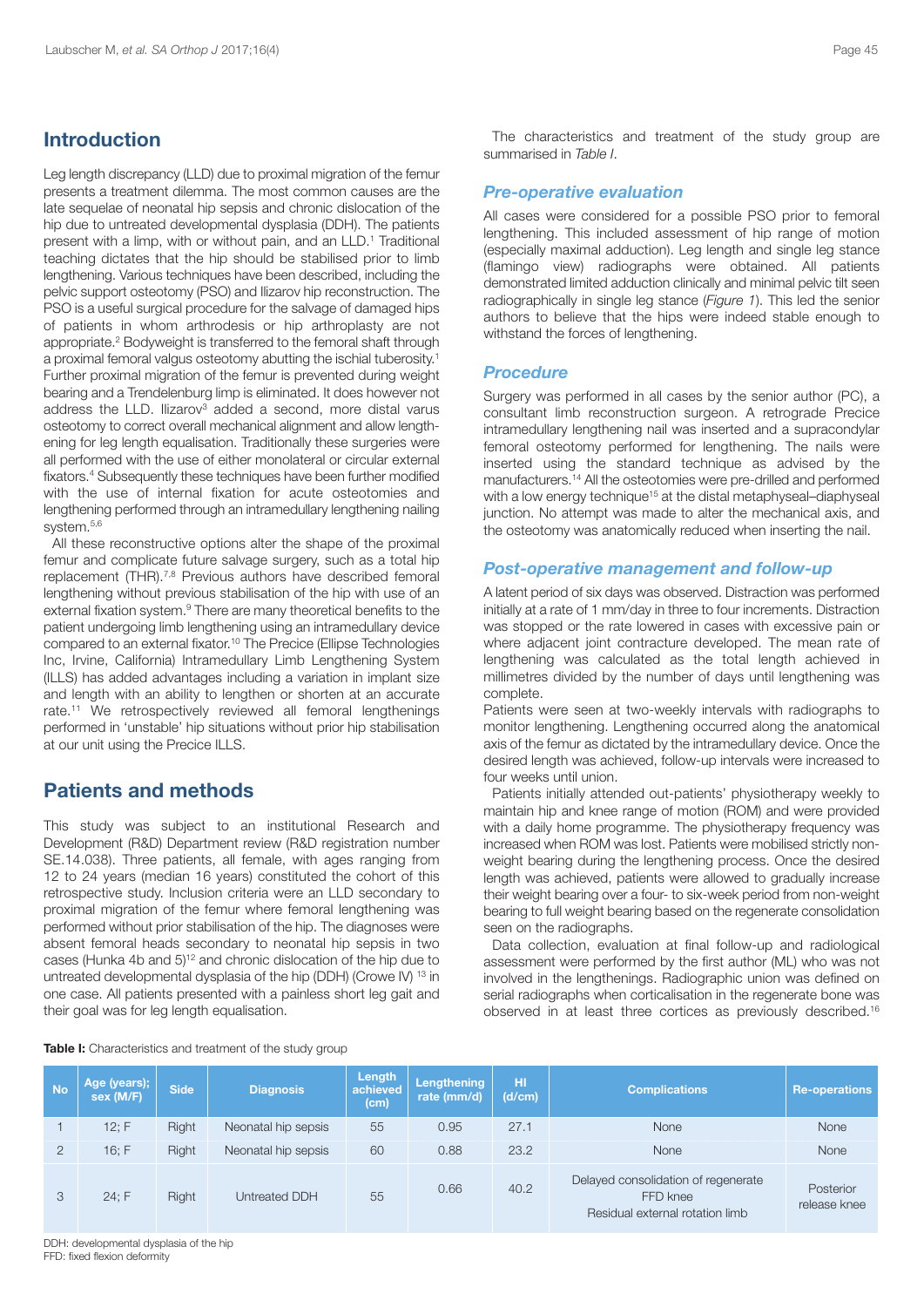## Introduction

Leg length discrepancy (LLD) due to proximal migration of the femur presents a treatment dilemma. The most common causes are the late sequelae of neonatal hip sepsis and chronic dislocation of the hip due to untreated developmental dysplasia (DDH). The patients present with a limp, with or without pain, and an LLD.[1] Traditional teaching dictates that the hip should be stabilised prior to limb lengthening. Various techniques have been described, including the pelvic support osteotomy (PSO) and Ilizarov hip reconstruction. The PSO is a useful surgical procedure for the salvage of damaged hips of patients in whom arthrodesis or hip arthroplasty are not appropriate.[2] Bodyweight is transferred to the femoral shaft through a proximal femoral valgus osteotomy abutting the ischial tuberosity.[1] Further proximal migration of the femur is prevented during weight bearing and a Trendelenburg limp is eliminated. It does however not address the LLD. Ilizarov[3] added a second, more distal varus osteotomy to correct overall mechanical alignment and allow lengthening for leg length equalisation. Traditionally these surgeries were all performed with the use of either monolateral or circular external fixators.[4] Subsequently these techniques have been further modified with the use of internal fixation for acute osteotomies and lengthening performed through an intramedullary lengthening nailing system.[5,6]

All these reconstructive options alter the shape of the proximal femur and complicate future salvage surgery, such as a total hip replacement (THR).[7,8] Previous authors have described femoral lengthening without previous stabilisation of the hip with use of an external fixation system.[9] There are many theoretical benefits to the patient undergoing limb lengthening using an intramedullary device compared to an external fixator.[10] The Precice (Ellipse Technologies Inc, Irvine, California) Intramedullary Limb Lengthening System (ILLS) has added advantages including a variation in implant size and length with an ability to lengthen or shorten at an accurate rate.[11] We retrospectively reviewed all femoral lengthenings performed in 'unstable' hip situations without prior hip stabilisation at our unit using the Precice ILLS.

## Patients and methods

This study was subject to an institutional Research and Development (R&D) Department review (R&D registration number SE.14.038). Three patients, all female, with ages ranging from 12 to 24 years (median 16 years) constituted the cohort of this retrospective study. Inclusion criteria were an LLD secondary to proximal migration of the femur where femoral lengthening was performed without prior stabilisation of the hip. The diagnoses were absent femoral heads secondary to neonatal hip sepsis in two cases (Hunka 4b and 5)[12] and chronic dislocation of the hip due to untreated developmental dysplasia of the hip (DDH) (Crowe IV) [13] in one case. All patients presented with a painless short leg gait and their goal was for leg length equalisation.

The characteristics and treatment of the study group are summarised in *Table I*.

### Pre-operative evaluation

All cases were considered for a possible PSO prior to femoral lengthening. This included assessment of hip range of motion (especially maximal adduction). Leg length and single leg stance (flamingo view) radiographs were obtained. All patients demonstrated limited adduction clinically and minimal pelvic tilt seen radiographically in single leg stance (*Figure 1*). This led the senior authors to believe that the hips were indeed stable enough to withstand the forces of lengthening.

### Procedure

Surgery was performed in all cases by the senior author (PC), a consultant limb reconstruction surgeon. A retrograde Precice intramedullary lengthening nail was inserted and a supracondylar femoral osteotomy performed for lengthening. The nails were inserted using the standard technique as advised by the manufacturers.[14] All the osteotomies were pre-drilled and performed with a low energy technique[15] at the distal metaphyseal–diaphyseal junction. No attempt was made to alter the mechanical axis, and the osteotomy was anatomically reduced when inserting the nail.

### Post-operative management and follow-up

A latent period of six days was observed. Distraction was performed initially at a rate of 1 mm/day in three to four increments. Distraction was stopped or the rate lowered in cases with excessive pain or where adjacent joint contracture developed. The mean rate of lengthening was calculated as the total length achieved in millimetres divided by the number of days until lengthening was complete.

Patients were seen at two-weekly intervals with radiographs to monitor lengthening. Lengthening occurred along the anatomical axis of the femur as dictated by the intramedullary device. Once the desired length was achieved, follow-up intervals were increased to four weeks until union.

Patients initially attended out-patients' physiotherapy weekly to maintain hip and knee range of motion (ROM) and were provided with a daily home programme. The physiotherapy frequency was increased when ROM was lost. Patients were mobilised strictly non-weight bearing during the lengthening process. Once the desired length was achieved, patients were allowed to gradually increase their weight bearing over a four- to six-week period from non-weight bearing to full weight bearing based on the regenerate consolidation seen on the radiographs.

Data collection, evaluation at final follow-up and radiological assessment were performed by the first author (ML) who was not involved in the lengthenings. Radiographic union was defined on serial radiographs when corticalisation in the regenerate bone was observed in at least three cortices as previously described.[16]

**Table I:** Characteristics and treatment of the study group

| No | Age (years); sex (M/F) | Side | Diagnosis | Length achieved (cm) | Lengthening rate (mm/d) | HI (d/cm) | Complications | Re-operations |
|---|---|---|---|---|---|---|---|---|
| 1 | 12; F | Right | Neonatal hip sepsis | 55 | 0.95 | 27.1 | None | None |
| 2 | 16; F | Right | Neonatal hip sepsis | 60 | 0.88 | 23.2 | None | None |
| 3 | 24; F | Right | Untreated DDH | 55 | 0.66 | 40.2 | Delayed consolidation of regenerate<br>FFD knee<br>Residual external rotation limb | Posterior release knee |

DDH: developmental dysplasia of the hip
FFD: fixed flexion deformity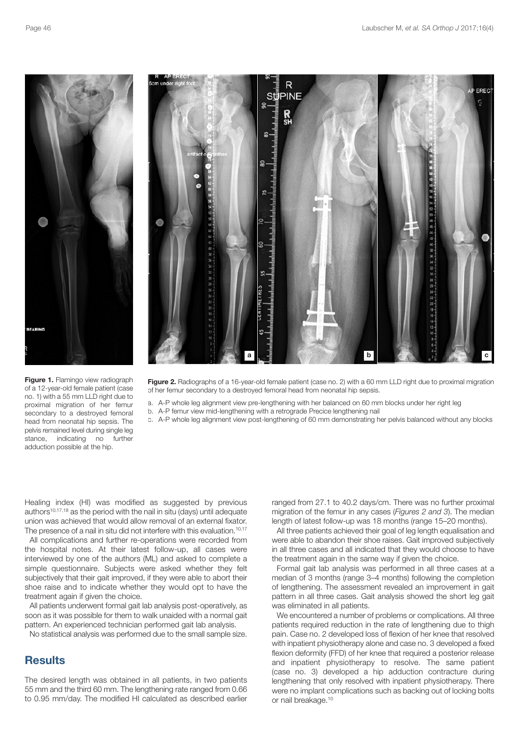**Figure 1.** Flamingo view radiograph of a 12-year-old female patient (case no. 1) with a 55 mm LLD right due to proximal migration of her femur secondary to a destroyed femoral head from neonatal hip sepsis. The pelvis remained level during single leg stance, indicating no further adduction possible at the hip.

**Figure 2.** Radiographs of a 16-year-old female patient (case no. 2) with a 60 mm LLD right due to proximal migration of her femur secondary to a destroyed femoral head from neonatal hip sepsis.

a. A-P whole leg alignment view pre-lengthening with her balanced on 60 mm blocks under her right leg
b. A-P femur view mid-lengthening with a retrograde Precice lengthening nail
c. A-P whole leg alignment view post-lengthening of 60 mm demonstrating her pelvis balanced without any blocks

Healing index (HI) was modified as suggested by previous authors[10,17,18] as the period with the nail in situ (days) until adequate union was achieved that would allow removal of an external fixator. The presence of a nail in situ did not interfere with this evaluation.[10,17]

All complications and further re-operations were recorded from the hospital notes. At their latest follow-up, all cases were interviewed by one of the authors (ML) and asked to complete a simple questionnaire. Subjects were asked whether they felt subjectively that their gait improved, if they were able to abort their shoe raise and to indicate whether they would opt to have the treatment again if given the choice.

All patients underwent formal gait lab analysis post-operatively, as soon as it was possible for them to walk unaided with a normal gait pattern. An experienced technician performed gait lab analysis.

No statistical analysis was performed due to the small sample size.

## Results

The desired length was obtained in all patients, in two patients 55 mm and the third 60 mm. The lengthening rate ranged from 0.66 to 0.95 mm/day. The modified HI calculated as described earlier ranged from 27.1 to 40.2 days/cm. There was no further proximal migration of the femur in any cases (*Figures 2 and 3*). The median length of latest follow-up was 18 months (range 15–20 months).

All three patients achieved their goal of leg length equalisation and were able to abandon their shoe raises. Gait improved subjectively in all three cases and all indicated that they would choose to have the treatment again in the same way if given the choice.

Formal gait lab analysis was performed in all three cases at a median of 3 months (range 3–4 months) following the completion of lengthening. The assessment revealed an improvement in gait pattern in all three cases. Gait analysis showed the short leg gait was eliminated in all patients.

We encountered a number of problems or complications. All three patients required reduction in the rate of lengthening due to thigh pain. Case no. 2 developed loss of flexion of her knee that resolved with inpatient physiotherapy alone and case no. 3 developed a fixed flexion deformity (FFD) of her knee that required a posterior release and inpatient physiotherapy to resolve. The same patient (case no. 3) developed a hip adduction contracture during lengthening that only resolved with inpatient physiotherapy. There were no implant complications such as backing out of locking bolts or nail breakage.[10]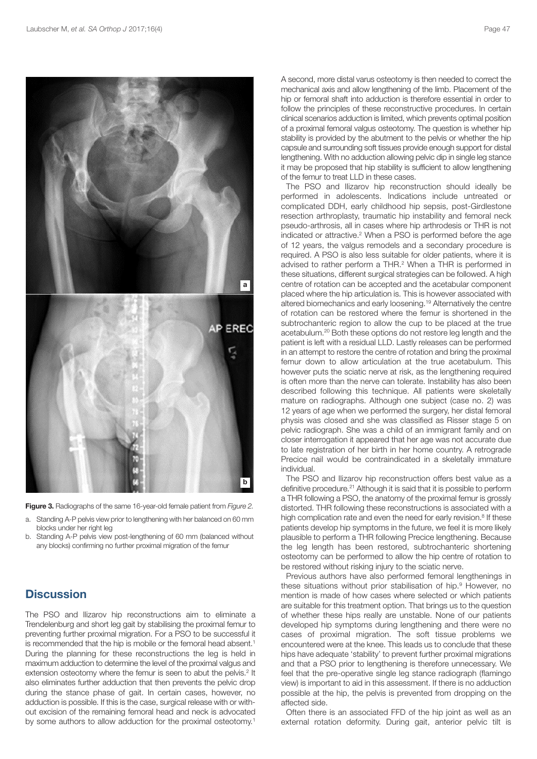**Figure 3.** Radiographs of the same 16-year-old female patient from *Figure 2*.

a. Standing A-P pelvis view prior to lengthening with her balanced on 60 mm blocks under her right leg

b. Standing A-P pelvis view post-lengthening of 60 mm (balanced without any blocks) confirming no further proximal migration of the femur

## Discussion

The PSO and Ilizarov hip reconstructions aim to eliminate a Trendelenburg and short leg gait by stabilising the proximal femur to preventing further proximal migration. For a PSO to be successful it is recommended that the hip is mobile or the femoral head absent.[1] During the planning for these reconstructions the leg is held in maximum adduction to determine the level of the proximal valgus and extension osteotomy where the femur is seen to abut the pelvis.[2] It also eliminates further adduction that then prevents the pelvic drop during the stance phase of gait. In certain cases, however, no adduction is possible. If this is the case, surgical release with or without excision of the remaining femoral head and neck is advocated by some authors to allow adduction for the proximal osteotomy.[1] A second, more distal varus osteotomy is then needed to correct the mechanical axis and allow lengthening of the limb. Placement of the hip or femoral shaft into adduction is therefore essential in order to follow the principles of these reconstructive procedures. In certain clinical scenarios adduction is limited, which prevents optimal position of a proximal femoral valgus osteotomy. The question is whether hip stability is provided by the abutment to the pelvis or whether the hip capsule and surrounding soft tissues provide enough support for distal lengthening. With no adduction allowing pelvic dip in single leg stance it may be proposed that hip stability is sufficient to allow lengthening of the femur to treat LLD in these cases.

The PSO and Ilizarov hip reconstruction should ideally be performed in adolescents. Indications include untreated or complicated DDH, early childhood hip sepsis, post-Girdlestone resection arthroplasty, traumatic hip instability and femoral neck pseudo-arthrosis, all in cases where hip arthrodesis or THR is not indicated or attractive.[2] When a PSO is performed before the age of 12 years, the valgus remodels and a secondary procedure is required. A PSO is also less suitable for older patients, where it is advised to rather perform a THR.[2] When a THR is performed in these situations, different surgical strategies can be followed. A high centre of rotation can be accepted and the acetabular component placed where the hip articulation is. This is however associated with altered biomechanics and early loosening.[19] Alternatively the centre of rotation can be restored where the femur is shortened in the subtrochanteric region to allow the cup to be placed at the true acetabulum.[20] Both these options do not restore leg length and the patient is left with a residual LLD. Lastly releases can be performed in an attempt to restore the centre of rotation and bring the proximal femur down to allow articulation at the true acetabulum. This however puts the sciatic nerve at risk, as the lengthening required is often more than the nerve can tolerate. Instability has also been described following this technique. All patients were skeletally mature on radiographs. Although one subject (case no. 2) was 12 years of age when we performed the surgery, her distal femoral physis was closed and she was classified as Risser stage 5 on pelvic radiograph. She was a child of an immigrant family and on closer interrogation it appeared that her age was not accurate due to late registration of her birth in her home country. A retrograde Precice nail would be contraindicated in a skeletally immature individual.

The PSO and Ilizarov hip reconstruction offers best value as a definitive procedure.[21] Although it is said that it is possible to perform a THR following a PSO, the anatomy of the proximal femur is grossly distorted. THR following these reconstructions is associated with a high complication rate and even the need for early revision.[8] If these patients develop hip symptoms in the future, we feel it is more likely plausible to perform a THR following Precice lengthening. Because the leg length has been restored, subtrochanteric shortening osteotomy can be performed to allow the hip centre of rotation to be restored without risking injury to the sciatic nerve.

Previous authors have also performed femoral lengthenings in these situations without prior stabilisation of hip.[9] However, no mention is made of how cases where selected or which patients are suitable for this treatment option. That brings us to the question of whether these hips really are unstable. None of our patients developed hip symptoms during lengthening and there were no cases of proximal migration. The soft tissue problems we encountered were at the knee. This leads us to conclude that these hips have adequate 'stability' to prevent further proximal migrations and that a PSO prior to lengthening is therefore unnecessary. We feel that the pre-operative single leg stance radiograph (flamingo view) is important to aid in this assessment. If there is no adduction possible at the hip, the pelvis is prevented from dropping on the affected side.

Often there is an associated FFD of the hip joint as well as an external rotation deformity. During gait, anterior pelvic tilt is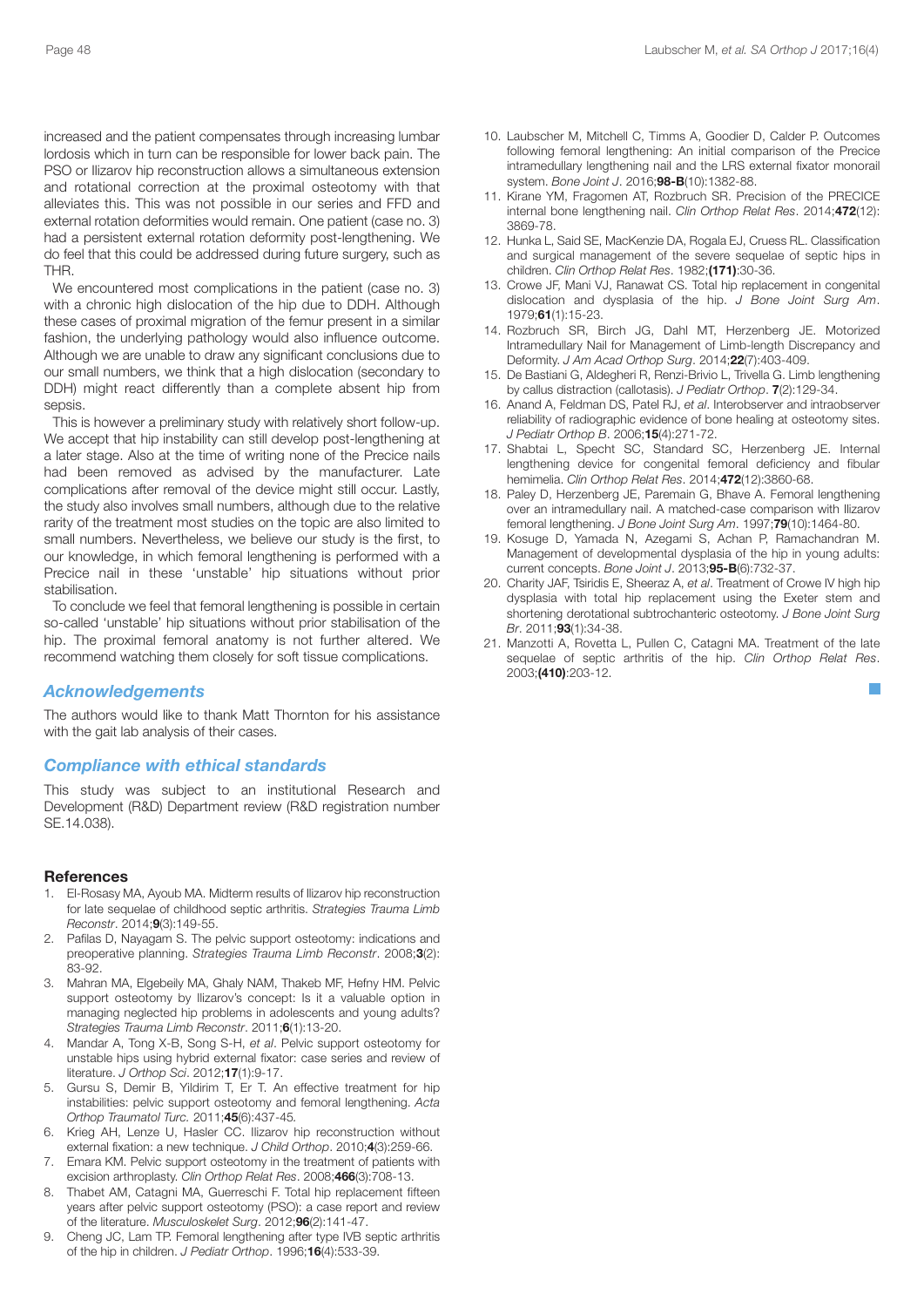increased and the patient compensates through increasing lumbar lordosis which in turn can be responsible for lower back pain. The PSO or Ilizarov hip reconstruction allows a simultaneous extension and rotational correction at the proximal osteotomy with that alleviates this. This was not possible in our series and FFD and external rotation deformities would remain. One patient (case no. 3) had a persistent external rotation deformity post-lengthening. We do feel that this could be addressed during future surgery, such as THR.

We encountered most complications in the patient (case no. 3) with a chronic high dislocation of the hip due to DDH. Although these cases of proximal migration of the femur present in a similar fashion, the underlying pathology would also influence outcome. Although we are unable to draw any significant conclusions due to our small numbers, we think that a high dislocation (secondary to DDH) might react differently than a complete absent hip from sepsis.

This is however a preliminary study with relatively short follow-up. We accept that hip instability can still develop post-lengthening at a later stage. Also at the time of writing none of the Precice nails had been removed as advised by the manufacturer. Late complications after removal of the device might still occur. Lastly, the study also involves small numbers, although due to the relative rarity of the treatment most studies on the topic are also limited to small numbers. Nevertheless, we believe our study is the first, to our knowledge, in which femoral lengthening is performed with a Precice nail in these 'unstable' hip situations without prior stabilisation.

To conclude we feel that femoral lengthening is possible in certain so-called 'unstable' hip situations without prior stabilisation of the hip. The proximal femoral anatomy is not further altered. We recommend watching them closely for soft tissue complications.

## Acknowledgements

The authors would like to thank Matt Thornton for his assistance with the gait lab analysis of their cases.

## Compliance with ethical standards

This study was subject to an institutional Research and Development (R&D) Department review (R&D registration number SE.14.038).

### References

1. El-Rosasy MA, Ayoub MA. Midterm results of Ilizarov hip reconstruction for late sequelae of childhood septic arthritis. *Strategies Trauma Limb Reconstr*. 2014;**9**(3):149-55.
2. Pafilas D, Nayagam S. The pelvic support osteotomy: indications and preoperative planning. *Strategies Trauma Limb Reconstr*. 2008;**3**(2): 83-92.
3. Mahran MA, Elgebeily MA, Ghaly NAM, Thakeb MF, Hefny HM. Pelvic support osteotomy by Ilizarov's concept: Is it a valuable option in managing neglected hip problems in adolescents and young adults? *Strategies Trauma Limb Reconstr*. 2011;**6**(1):13-20.
4. Mandar A, Tong X-B, Song S-H, *et al*. Pelvic support osteotomy for unstable hips using hybrid external fixator: case series and review of literature. *J Orthop Sci*. 2012;**17**(1):9-17.
5. Gursu S, Demir B, Yildirim T, Er T. An effective treatment for hip instabilities: pelvic support osteotomy and femoral lengthening. *Acta Orthop Traumatol Turc.* 2011;**45**(6):437-45.
6. Krieg AH, Lenze U, Hasler CC. Ilizarov hip reconstruction without external fixation: a new technique. *J Child Orthop*. 2010;**4**(3):259-66.
7. Emara KM. Pelvic support osteotomy in the treatment of patients with excision arthroplasty. *Clin Orthop Relat Res*. 2008;**466**(3):708-13.
8. Thabet AM, Catagni MA, Guerreschi F. Total hip replacement fifteen years after pelvic support osteotomy (PSO): a case report and review of the literature. *Musculoskelet Surg*. 2012;**96**(2):141-47.
9. Cheng JC, Lam TP. Femoral lengthening after type IVB septic arthritis of the hip in children. *J Pediatr Orthop*. 1996;**16**(4):533-39.
10. Laubscher M, Mitchell C, Timms A, Goodier D, Calder P. Outcomes following femoral lengthening: An initial comparison of the Precice intramedullary lengthening nail and the LRS external fixator monorail system. *Bone Joint J*. 2016;**98-B**(10):1382-88.
11. Kirane YM, Fragomen AT, Rozbruch SR. Precision of the PRECICE internal bone lengthening nail. *Clin Orthop Relat Res*. 2014;**472**(12): 3869-78.
12. Hunka L, Said SE, MacKenzie DA, Rogala EJ, Cruess RL. Classification and surgical management of the severe sequelae of septic hips in children. *Clin Orthop Relat Res*. 1982;**(171)**:30-36.
13. Crowe JF, Mani VJ, Ranawat CS. Total hip replacement in congenital dislocation and dysplasia of the hip. *J Bone Joint Surg Am*. 1979;**61**(1):15-23.
14. Rozbruch SR, Birch JG, Dahl MT, Herzenberg JE. Motorized Intramedullary Nail for Management of Limb-length Discrepancy and Deformity. *J Am Acad Orthop Surg*. 2014;**22**(7):403-409.
15. De Bastiani G, Aldegheri R, Renzi-Brivio L, Trivella G. Limb lengthening by callus distraction (callotasis). *J Pediatr Orthop*. **7**(2):129-34.
16. Anand A, Feldman DS, Patel RJ, *et al*. Interobserver and intraobserver reliability of radiographic evidence of bone healing at osteotomy sites. *J Pediatr Orthop B*. 2006;**15**(4):271-72.
17. Shabtai L, Specht SC, Standard SC, Herzenberg JE. Internal lengthening device for congenital femoral deficiency and fibular hemimelia. *Clin Orthop Relat Res*. 2014;**472**(12):3860-68.
18. Paley D, Herzenberg JE, Paremain G, Bhave A. Femoral lengthening over an intramedullary nail. A matched-case comparison with Ilizarov femoral lengthening. *J Bone Joint Surg Am*. 1997;**79**(10):1464-80.
19. Kosuge D, Yamada N, Azegami S, Achan P, Ramachandran M. Management of developmental dysplasia of the hip in young adults: current concepts. *Bone Joint J*. 2013;**95-B**(6):732-37.
20. Charity JAF, Tsiridis E, Sheeraz A, *et al*. Treatment of Crowe IV high hip dysplasia with total hip replacement using the Exeter stem and shortening derotational subtrochanteric osteotomy. *J Bone Joint Surg Br*. 2011;**93**(1):34-38.
21. Manzotti A, Rovetta L, Pullen C, Catagni MA. Treatment of the late sequelae of septic arthritis of the hip. *Clin Orthop Relat Res*. 2003;**(410)**:203-12.